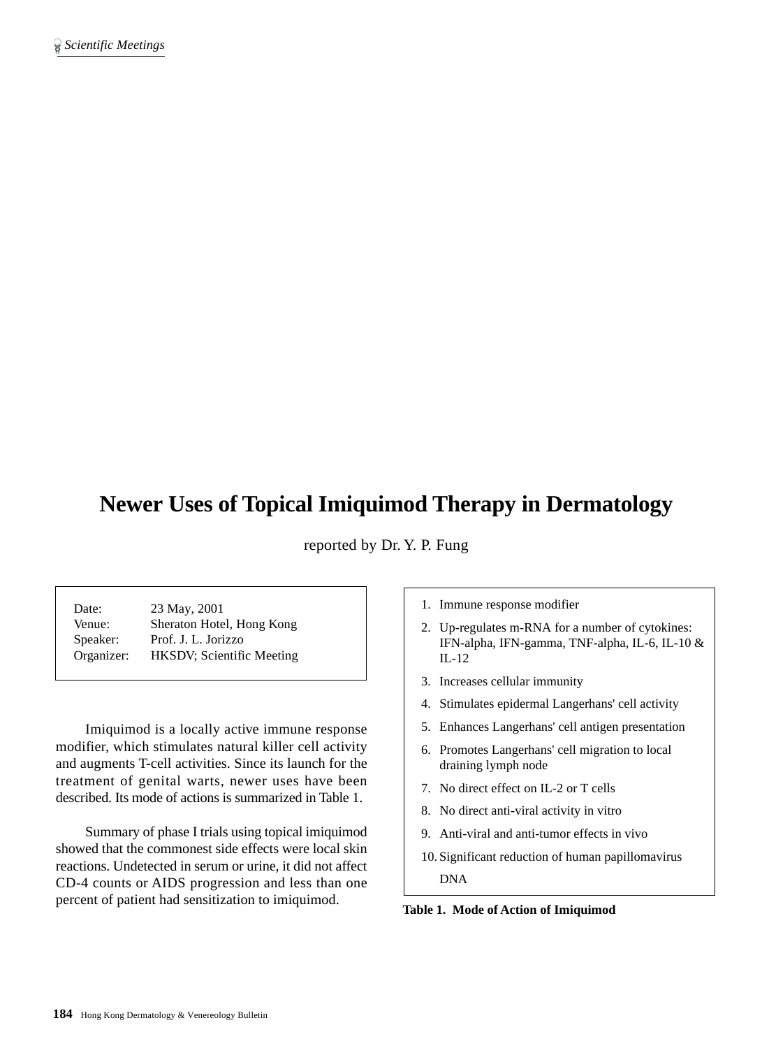# Newer Uses of Topical Imiquimod Therapy in Dermatology

reported by Dr. Y. P. Fung

| | |
|---|---|
| Date: | 23 May, 2001 |
| Venue: | Sheraton Hotel, Hong Kong |
| Speaker: | Prof. J. L. Jorizzo |
| Organizer: | HKSDV; Scientific Meeting |

Imiquimod is a locally active immune response modifier, which stimulates natural killer cell activity and augments T-cell activities. Since its launch for the treatment of genital warts, newer uses have been described. Its mode of actions is summarized in Table 1.

1. Immune response modifier
2. Up-regulates m-RNA for a number of cytokines: IFN-alpha, IFN-gamma, TNF-alpha, IL-6, IL-10 & IL-12
3. Increases cellular immunity
4. Stimulates epidermal Langerhans' cell activity
5. Enhances Langerhans' cell antigen presentation
6. Promotes Langerhans' cell migration to local draining lymph node
7. No direct effect on IL-2 or T cells
8. No direct anti-viral activity in vitro
9. Anti-viral and anti-tumor effects in vivo
10. Significant reduction of human papillomavirus DNA

**Table 1. Mode of Action of Imiquimod**

Summary of phase I trials using topical imiquimod showed that the commonest side effects were local skin reactions. Undetected in serum or urine, it did not affect CD-4 counts or AIDS progression and less than one percent of patient had sensitization to imiquimod.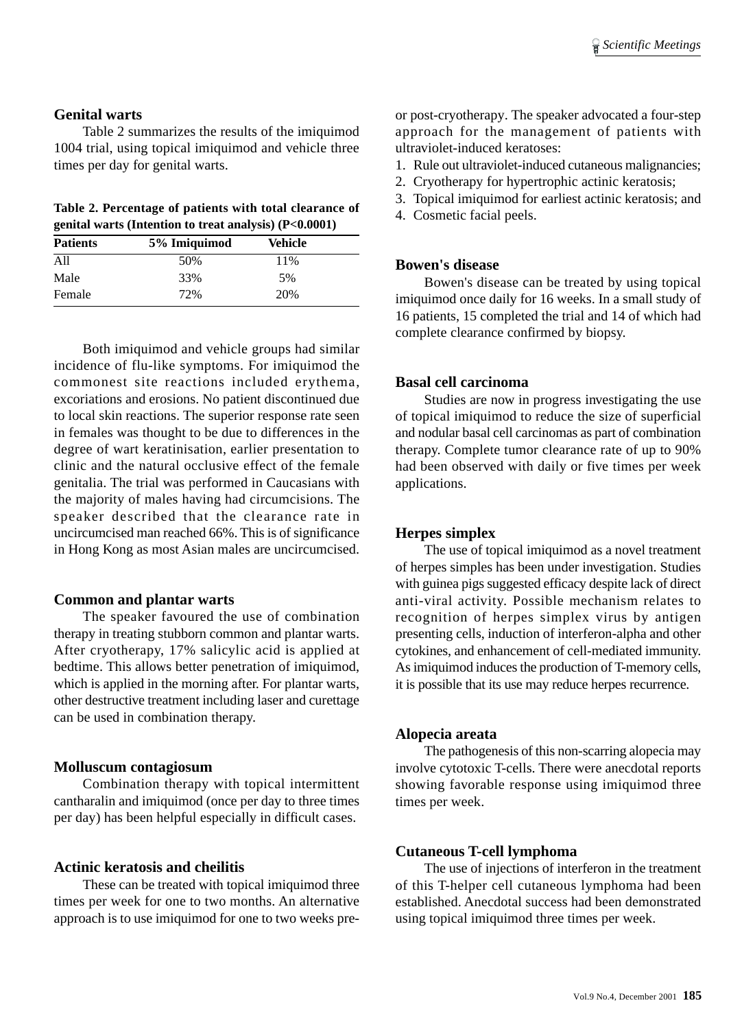### Genital warts

Table 2 summarizes the results of the imiquimod 1004 trial, using topical imiquimod and vehicle three times per day for genital warts.

**Table 2. Percentage of patients with total clearance of genital warts (Intention to treat analysis) (P<0.0001)**

| Patients | 5% Imiquimod | Vehicle |
|---|---|---|
| All | 50% | 11% |
| Male | 33% | 5% |
| Female | 72% | 20% |

Both imiquimod and vehicle groups had similar incidence of flu-like symptoms. For imiquimod the commonest site reactions included erythema, excoriations and erosions. No patient discontinued due to local skin reactions. The superior response rate seen in females was thought to be due to differences in the degree of wart keratinisation, earlier presentation to clinic and the natural occlusive effect of the female genitalia. The trial was performed in Caucasians with the majority of males having had circumcisions. The speaker described that the clearance rate in uncircumcised man reached 66%. This is of significance in Hong Kong as most Asian males are uncircumcised.

### Common and plantar warts

The speaker favoured the use of combination therapy in treating stubborn common and plantar warts. After cryotherapy, 17% salicylic acid is applied at bedtime. This allows better penetration of imiquimod, which is applied in the morning after. For plantar warts, other destructive treatment including laser and curettage can be used in combination therapy.

### Molluscum contagiosum

Combination therapy with topical intermittent cantharalin and imiquimod (once per day to three times per day) has been helpful especially in difficult cases.

### Actinic keratosis and cheilitis

These can be treated with topical imiquimod three times per week for one to two months. An alternative approach is to use imiquimod for one to two weeks pre- or post-cryotherapy. The speaker advocated a four-step approach for the management of patients with ultraviolet-induced keratoses:

1. Rule out ultraviolet-induced cutaneous malignancies;
2. Cryotherapy for hypertrophic actinic keratosis;
3. Topical imiquimod for earliest actinic keratosis; and
4. Cosmetic facial peels.

### Bowen's disease

Bowen's disease can be treated by using topical imiquimod once daily for 16 weeks. In a small study of 16 patients, 15 completed the trial and 14 of which had complete clearance confirmed by biopsy.

### Basal cell carcinoma

Studies are now in progress investigating the use of topical imiquimod to reduce the size of superficial and nodular basal cell carcinomas as part of combination therapy. Complete tumor clearance rate of up to 90% had been observed with daily or five times per week applications.

### Herpes simplex

The use of topical imiquimod as a novel treatment of herpes simples has been under investigation. Studies with guinea pigs suggested efficacy despite lack of direct anti-viral activity. Possible mechanism relates to recognition of herpes simplex virus by antigen presenting cells, induction of interferon-alpha and other cytokines, and enhancement of cell-mediated immunity. As imiquimod induces the production of T-memory cells, it is possible that its use may reduce herpes recurrence.

### Alopecia areata

The pathogenesis of this non-scarring alopecia may involve cytotoxic T-cells. There were anecdotal reports showing favorable response using imiquimod three times per week.

### Cutaneous T-cell lymphoma

The use of injections of interferon in the treatment of this T-helper cell cutaneous lymphoma had been established. Anecdotal success had been demonstrated using topical imiquimod three times per week.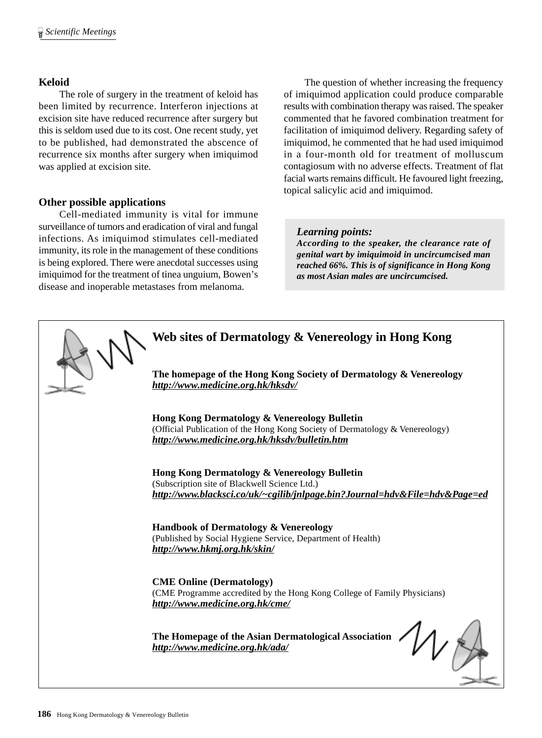### Keloid

The role of surgery in the treatment of keloid has been limited by recurrence. Interferon injections at excision site have reduced recurrence after surgery but this is seldom used due to its cost. One recent study, yet to be published, had demonstrated the abscence of recurrence six months after surgery when imiquimod was applied at excision site.

### Other possible applications

Cell-mediated immunity is vital for immune surveillance of tumors and eradication of viral and fungal infections. As imiquimod stimulates cell-mediated immunity, its role in the management of these conditions is being explored. There were anecdotal successes using imiquimod for the treatment of tinea unguium, Bowen's disease and inoperable metastases from melanoma.

The question of whether increasing the frequency of imiquimod application could produce comparable results with combination therapy was raised. The speaker commented that he favored combination treatment for facilitation of imiquimod delivery. Regarding safety of imiquimod, he commented that he had used imiquimod in a four-month old for treatment of molluscum contagiosum with no adverse effects. Treatment of flat facial warts remains difficult. He favoured light freezing, topical salicylic acid and imiquimod.

> ***Learning points:***
> ***According to the speaker, the clearance rate of genital wart by imiquimoid in uncircumcised man reached 66%. This is of significance in Hong Kong as most Asian males are uncircumcised.***

## Web sites of Dermatology & Venereology in Hong Kong

**The homepage of the Hong Kong Society of Dermatology & Venereology**
***http://www.medicine.org.hk/hksdv/***

**Hong Kong Dermatology & Venereology Bulletin**
(Official Publication of the Hong Kong Society of Dermatology & Venereology)
***http://www.medicine.org.hk/hksdv/bulletin.htm***

**Hong Kong Dermatology & Venereology Bulletin**
(Subscription site of Blackwell Science Ltd.)
***http://www.blacksci.co/uk/~cgilib/jnlpage.bin?Journal=hdv&File=hdv&Page=ed***

**Handbook of Dermatology & Venereology**
(Published by Social Hygiene Service, Department of Health)
***http://www.hkmj.org.hk/skin/***

**CME Online (Dermatology)**
(CME Programme accredited by the Hong Kong College of Family Physicians)
***http://www.medicine.org.hk/cme/***

**The Homepage of the Asian Dermatological Association**
***http://www.medicine.org.hk/ada/***